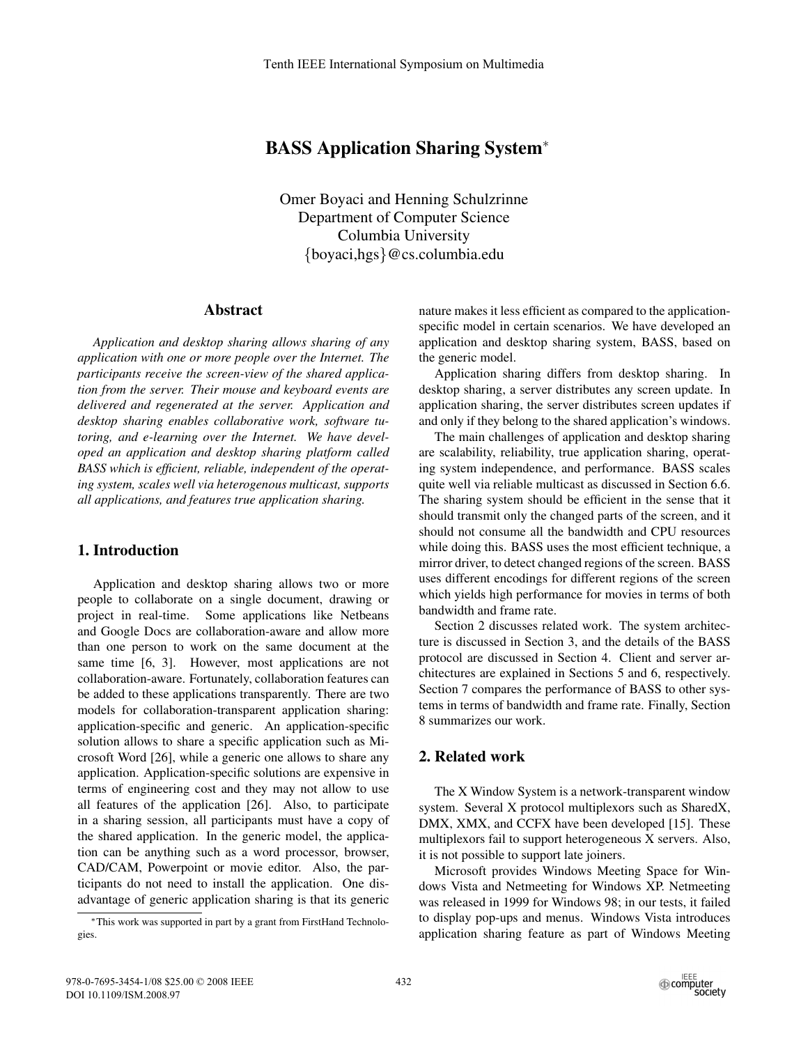# BASS Application Sharing System*

Omer Boyaci and Henning Schulzrinne
Department of Computer Science
Columbia University
{boyaci,hgs}@cs.columbia.edu

## Abstract

*Application and desktop sharing allows sharing of any application with one or more people over the Internet. The participants receive the screen-view of the shared application from the server. Their mouse and keyboard events are delivered and regenerated at the server. Application and desktop sharing enables collaborative work, software tutoring, and e-learning over the Internet. We have developed an application and desktop sharing platform called BASS which is efficient, reliable, independent of the operating system, scales well via heterogenous multicast, supports all applications, and features true application sharing.*

## 1. Introduction

Application and desktop sharing allows two or more people to collaborate on a single document, drawing or project in real-time. Some applications like Netbeans and Google Docs are collaboration-aware and allow more than one person to work on the same document at the same time [6, 3]. However, most applications are not collaboration-aware. Fortunately, collaboration features can be added to these applications transparently. There are two models for collaboration-transparent application sharing: application-specific and generic. An application-specific solution allows to share a specific application such as Microsoft Word [26], while a generic one allows to share any application. Application-specific solutions are expensive in terms of engineering cost and they may not allow to use all features of the application [26]. Also, to participate in a sharing session, all participants must have a copy of the shared application. In the generic model, the application can be anything such as a word processor, browser, CAD/CAM, Powerpoint or movie editor. Also, the participants do not need to install the application. One disadvantage of generic application sharing is that its generic nature makes it less efficient as compared to the application-specific model in certain scenarios. We have developed an application and desktop sharing system, BASS, based on the generic model.

Application sharing differs from desktop sharing. In desktop sharing, a server distributes any screen update. In application sharing, the server distributes screen updates if and only if they belong to the shared application's windows.

The main challenges of application and desktop sharing are scalability, reliability, true application sharing, operating system independence, and performance. BASS scales quite well via reliable multicast as discussed in Section 6.6. The sharing system should be efficient in the sense that it should transmit only the changed parts of the screen, and it should not consume all the bandwidth and CPU resources while doing this. BASS uses the most efficient technique, a mirror driver, to detect changed regions of the screen. BASS uses different encodings for different regions of the screen which yields high performance for movies in terms of both bandwidth and frame rate.

Section 2 discusses related work. The system architecture is discussed in Section 3, and the details of the BASS protocol are discussed in Section 4. Client and server architectures are explained in Sections 5 and 6, respectively. Section 7 compares the performance of BASS to other systems in terms of bandwidth and frame rate. Finally, Section 8 summarizes our work.

## 2. Related work

The X Window System is a network-transparent window system. Several X protocol multiplexors such as SharedX, DMX, XMX, and CCFX have been developed [15]. These multiplexors fail to support heterogeneous X servers. Also, it is not possible to support late joiners.

Microsoft provides Windows Meeting Space for Windows Vista and Netmeeting for Windows XP. Netmeeting was released in 1999 for Windows 98; in our tests, it failed to display pop-ups and menus. Windows Vista introduces application sharing feature as part of Windows Meeting

*This work was supported in part by a grant from FirstHand Technologies.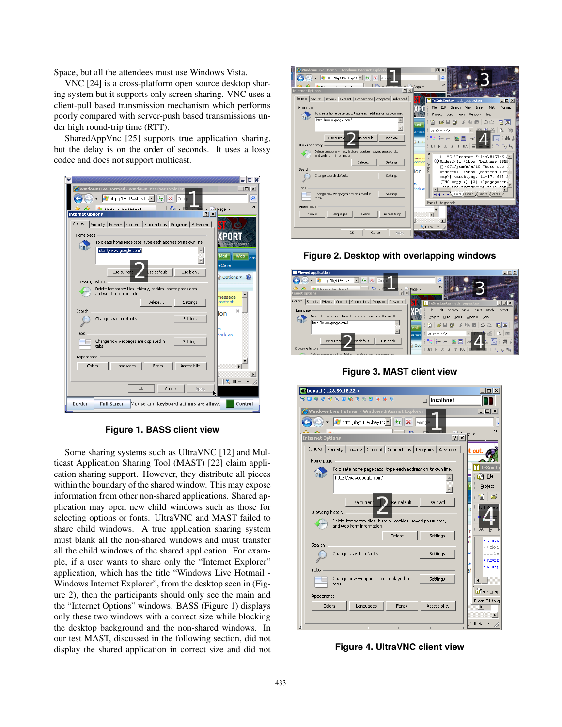Space, but all the attendees must use Windows Vista.

VNC [24] is a cross-platform open source desktop sharing system but it supports only screen sharing. VNC uses a client-pull based transmission mechanism which performs poorly compared with server-push based transmissions under high round-trip time (RTT).

SharedAppVnc [25] supports true application sharing, but the delay is on the order of seconds. It uses a lossy codec and does not support multicast.

**Figure 1. BASS client view**

Some sharing systems such as UltraVNC [12] and Multicast Application Sharing Tool (MAST) [22] claim application sharing support. However, they distribute all pieces within the boundary of the shared window. This may expose information from other non-shared applications. Shared application may open new child windows such as those for selecting options or fonts. UltraVNC and MAST failed to share child windows. A true application sharing system must blank all the non-shared windows and must transfer all the child windows of the shared application. For example, if a user wants to share only the "Internet Explorer" application, which has the title "Windows Live Hotmail - Windows Internet Explorer", from the desktop seen in (Figure 2), then the participants should only see the main and the "Internet Options" windows. BASS (Figure 1) displays only these two windows with a correct size while blocking the desktop background and the non-shared windows. In our test MAST, discussed in the following section, did not display the shared application in correct size and did not

**Figure 2. Desktop with overlapping windows**

**Figure 3. MAST client view**

**Figure 4. UltraVNC client view**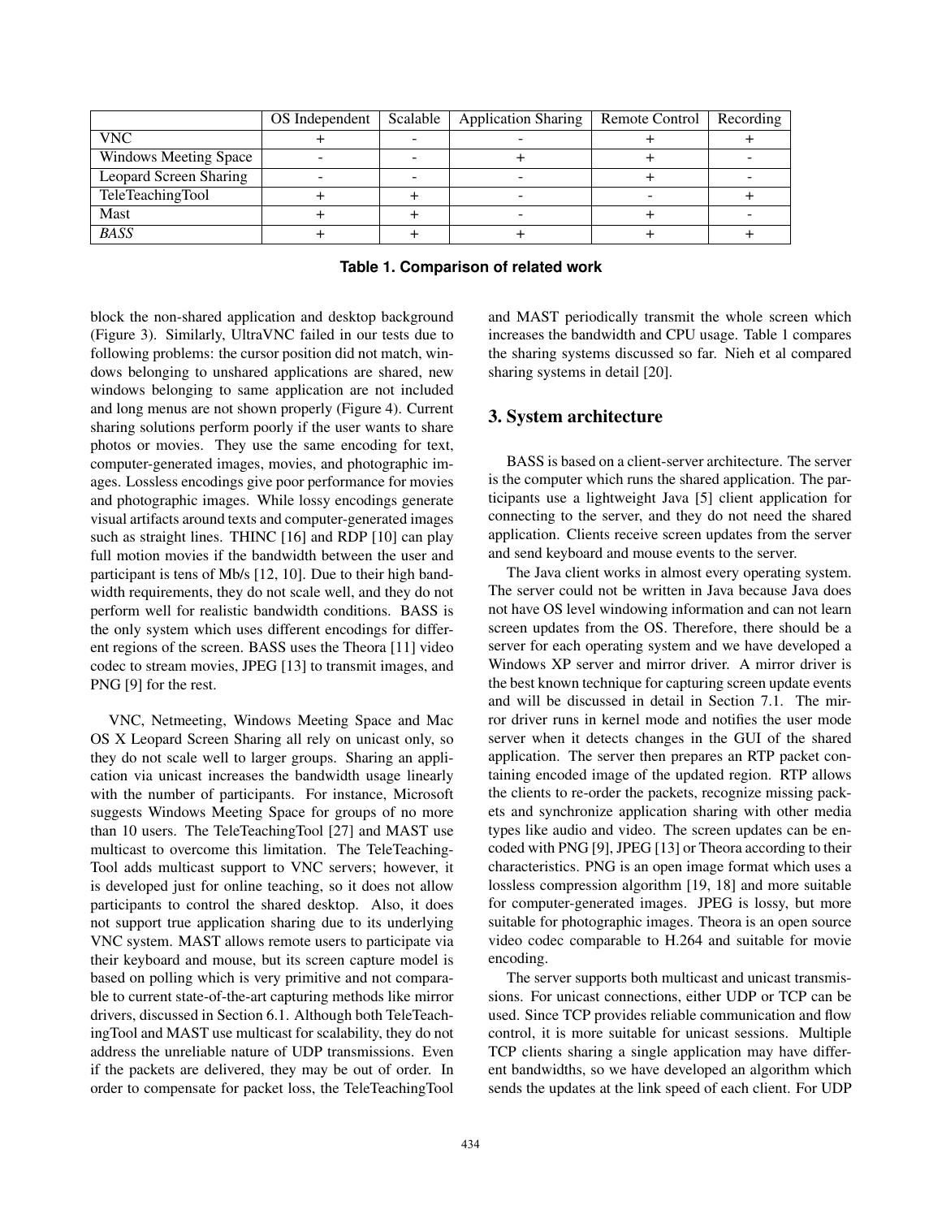| | OS Independent | Scalable | Application Sharing | Remote Control | Recording |
|---|---|---|---|---|---|
| VNC | + | - | - | + | + |
| Windows Meeting Space | - | - | + | + | - |
| Leopard Screen Sharing | - | - | - | + | - |
| TeleTeachingTool | + | + | - | - | + |
| Mast | + | + | - | + | - |
| *BASS* | + | + | + | + | + |

**Table 1. Comparison of related work**

block the non-shared application and desktop background (Figure 3). Similarly, UltraVNC failed in our tests due to following problems: the cursor position did not match, windows belonging to unshared applications are shared, new windows belonging to same application are not included and long menus are not shown properly (Figure 4). Current sharing solutions perform poorly if the user wants to share photos or movies. They use the same encoding for text, computer-generated images, movies, and photographic images. Lossless encodings give poor performance for movies and photographic images. While lossy encodings generate visual artifacts around texts and computer-generated images such as straight lines. THINC [16] and RDP [10] can play full motion movies if the bandwidth between the user and participant is tens of Mb/s [12, 10]. Due to their high bandwidth requirements, they do not scale well, and they do not perform well for realistic bandwidth conditions. BASS is the only system which uses different encodings for different regions of the screen. BASS uses the Theora [11] video codec to stream movies, JPEG [13] to transmit images, and PNG [9] for the rest.

VNC, Netmeeting, Windows Meeting Space and Mac OS X Leopard Screen Sharing all rely on unicast only, so they do not scale well to larger groups. Sharing an application via unicast increases the bandwidth usage linearly with the number of participants. For instance, Microsoft suggests Windows Meeting Space for groups of no more than 10 users. The TeleTeachingTool [27] and MAST use multicast to overcome this limitation. The TeleTeachingTool adds multicast support to VNC servers; however, it is developed just for online teaching, so it does not allow participants to control the shared desktop. Also, it does not support true application sharing due to its underlying VNC system. MAST allows remote users to participate via their keyboard and mouse, but its screen capture model is based on polling which is very primitive and not comparable to current state-of-the-art capturing methods like mirror drivers, discussed in Section 6.1. Although both TeleTeachingTool and MAST use multicast for scalability, they do not address the unreliable nature of UDP transmissions. Even if the packets are delivered, they may be out of order. In order to compensate for packet loss, the TeleTeachingTool and MAST periodically transmit the whole screen which increases the bandwidth and CPU usage. Table 1 compares the sharing systems discussed so far. Nieh et al compared sharing systems in detail [20].

## 3. System architecture

BASS is based on a client-server architecture. The server is the computer which runs the shared application. The participants use a lightweight Java [5] client application for connecting to the server, and they do not need the shared application. Clients receive screen updates from the server and send keyboard and mouse events to the server.

The Java client works in almost every operating system. The server could not be written in Java because Java does not have OS level windowing information and can not learn screen updates from the OS. Therefore, there should be a server for each operating system and we have developed a Windows XP server and mirror driver. A mirror driver is the best known technique for capturing screen update events and will be discussed in detail in Section 7.1. The mirror driver runs in kernel mode and notifies the user mode server when it detects changes in the GUI of the shared application. The server then prepares an RTP packet containing encoded image of the updated region. RTP allows the clients to re-order the packets, recognize missing packets and synchronize application sharing with other media types like audio and video. The screen updates can be encoded with PNG [9], JPEG [13] or Theora according to their characteristics. PNG is an open image format which uses a lossless compression algorithm [19, 18] and more suitable for computer-generated images. JPEG is lossy, but more suitable for photographic images. Theora is an open source video codec comparable to H.264 and suitable for movie encoding.

The server supports both multicast and unicast transmissions. For unicast connections, either UDP or TCP can be used. Since TCP provides reliable communication and flow control, it is more suitable for unicast sessions. Multiple TCP clients sharing a single application may have different bandwidths, so we have developed an algorithm which sends the updates at the link speed of each client. For UDP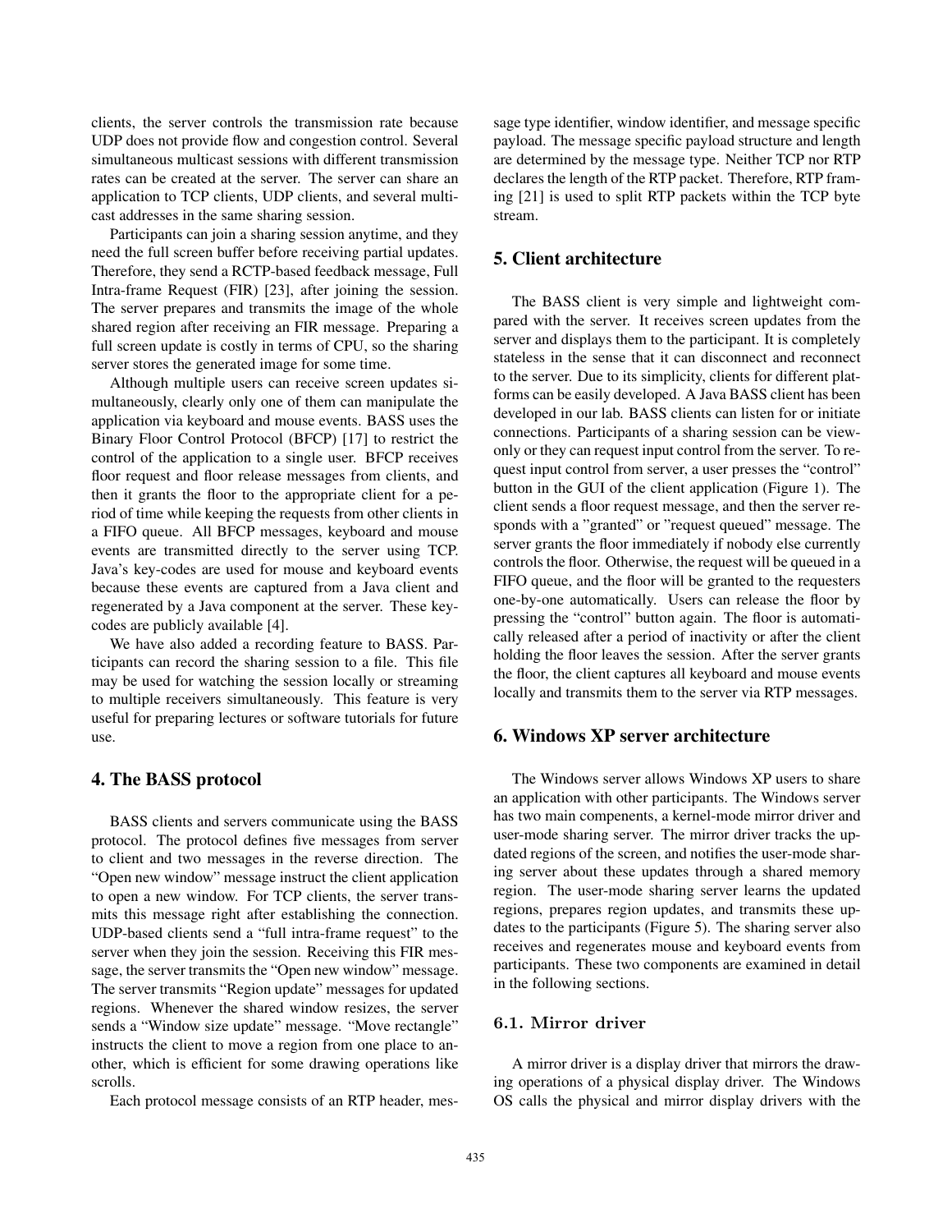clients, the server controls the transmission rate because UDP does not provide flow and congestion control. Several simultaneous multicast sessions with different transmission rates can be created at the server. The server can share an application to TCP clients, UDP clients, and several multicast addresses in the same sharing session.

Participants can join a sharing session anytime, and they need the full screen buffer before receiving partial updates. Therefore, they send a RCTP-based feedback message, Full Intra-frame Request (FIR) [23], after joining the session. The server prepares and transmits the image of the whole shared region after receiving an FIR message. Preparing a full screen update is costly in terms of CPU, so the sharing server stores the generated image for some time.

Although multiple users can receive screen updates simultaneously, clearly only one of them can manipulate the application via keyboard and mouse events. BASS uses the Binary Floor Control Protocol (BFCP) [17] to restrict the control of the application to a single user. BFCP receives floor request and floor release messages from clients, and then it grants the floor to the appropriate client for a period of time while keeping the requests from other clients in a FIFO queue. All BFCP messages, keyboard and mouse events are transmitted directly to the server using TCP. Java's key-codes are used for mouse and keyboard events because these events are captured from a Java client and regenerated by a Java component at the server. These key-codes are publicly available [4].

We have also added a recording feature to BASS. Participants can record the sharing session to a file. This file may be used for watching the session locally or streaming to multiple receivers simultaneously. This feature is very useful for preparing lectures or software tutorials for future use.

## 4. The BASS protocol

BASS clients and servers communicate using the BASS protocol. The protocol defines five messages from server to client and two messages in the reverse direction. The "Open new window" message instruct the client application to open a new window. For TCP clients, the server transmits this message right after establishing the connection. UDP-based clients send a "full intra-frame request" to the server when they join the session. Receiving this FIR message, the server transmits the "Open new window" message. The server transmits "Region update" messages for updated regions. Whenever the shared window resizes, the server sends a "Window size update" message. "Move rectangle" instructs the client to move a region from one place to another, which is efficient for some drawing operations like scrolls.

Each protocol message consists of an RTP header, message type identifier, window identifier, and message specific payload. The message specific payload structure and length are determined by the message type. Neither TCP nor RTP declares the length of the RTP packet. Therefore, RTP framing [21] is used to split RTP packets within the TCP byte stream.

## 5. Client architecture

The BASS client is very simple and lightweight compared with the server. It receives screen updates from the server and displays them to the participant. It is completely stateless in the sense that it can disconnect and reconnect to the server. Due to its simplicity, clients for different platforms can be easily developed. A Java BASS client has been developed in our lab. BASS clients can listen for or initiate connections. Participants of a sharing session can be view-only or they can request input control from the server. To request input control from server, a user presses the "control" button in the GUI of the client application (Figure 1). The client sends a floor request message, and then the server responds with a "granted" or "request queued" message. The server grants the floor immediately if nobody else currently controls the floor. Otherwise, the request will be queued in a FIFO queue, and the floor will be granted to the requesters one-by-one automatically. Users can release the floor by pressing the "control" button again. The floor is automatically released after a period of inactivity or after the client holding the floor leaves the session. After the server grants the floor, the client captures all keyboard and mouse events locally and transmits them to the server via RTP messages.

## 6. Windows XP server architecture

The Windows server allows Windows XP users to share an application with other participants. The Windows server has two main compenents, a kernel-mode mirror driver and user-mode sharing server. The mirror driver tracks the updated regions of the screen, and notifies the user-mode sharing server about these updates through a shared memory region. The user-mode sharing server learns the updated regions, prepares region updates, and transmits these updates to the participants (Figure 5). The sharing server also receives and regenerates mouse and keyboard events from participants. These two components are examined in detail in the following sections.

### 6.1. Mirror driver

A mirror driver is a display driver that mirrors the drawing operations of a physical display driver. The Windows OS calls the physical and mirror display drivers with the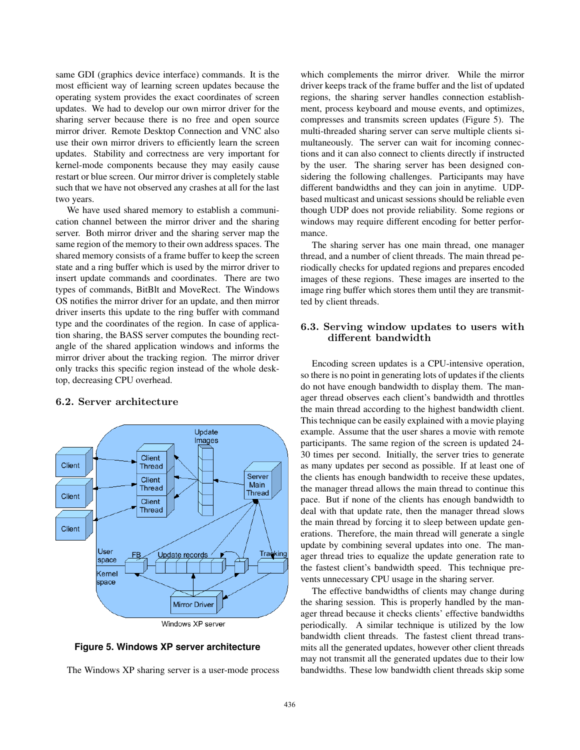same GDI (graphics device interface) commands. It is the most efficient way of learning screen updates because the operating system provides the exact coordinates of screen updates. We had to develop our own mirror driver for the sharing server because there is no free and open source mirror driver. Remote Desktop Connection and VNC also use their own mirror drivers to efficiently learn the screen updates. Stability and correctness are very important for kernel-mode components because they may easily cause restart or blue screen. Our mirror driver is completely stable such that we have not observed any crashes at all for the last two years.

We have used shared memory to establish a communication channel between the mirror driver and the sharing server. Both mirror driver and the sharing server map the same region of the memory to their own address spaces. The shared memory consists of a frame buffer to keep the screen state and a ring buffer which is used by the mirror driver to insert update commands and coordinates. There are two types of commands, BitBlt and MoveRect. The Windows OS notifies the mirror driver for an update, and then mirror driver inserts this update to the ring buffer with command type and the coordinates of the region. In case of application sharing, the BASS server computes the bounding rectangle of the shared application windows and informs the mirror driver about the tracking region. The mirror driver only tracks this specific region instead of the whole desktop, decreasing CPU overhead.

### 6.2. Server architecture

Update Images

Client

Client

Client

Client Thread

Client Thread

Client Thread

Server Main Thread

User space

Kernel space

FB

Update records

Tracking

Mirror Driver

Windows XP server

**Figure 5. Windows XP server architecture**

The Windows XP sharing server is a user-mode process which complements the mirror driver. While the mirror driver keeps track of the frame buffer and the list of updated regions, the sharing server handles connection establishment, process keyboard and mouse events, and optimizes, compresses and transmits screen updates (Figure 5). The multi-threaded sharing server can serve multiple clients simultaneously. The server can wait for incoming connections and it can also connect to clients directly if instructed by the user. The sharing server has been designed considering the following challenges. Participants may have different bandwidths and they can join in anytime. UDP-based multicast and unicast sessions should be reliable even though UDP does not provide reliability. Some regions or windows may require different encoding for better performance.

The sharing server has one main thread, one manager thread, and a number of client threads. The main thread periodically checks for updated regions and prepares encoded images of these regions. These images are inserted to the image ring buffer which stores them until they are transmitted by client threads.

### 6.3. Serving window updates to users with different bandwidth

Encoding screen updates is a CPU-intensive operation, so there is no point in generating lots of updates if the clients do not have enough bandwidth to display them. The manager thread observes each client's bandwidth and throttles the main thread according to the highest bandwidth client. This technique can be easily explained with a movie playing example. Assume that the user shares a movie with remote participants. The same region of the screen is updated 24-30 times per second. Initially, the server tries to generate as many updates per second as possible. If at least one of the clients has enough bandwidth to receive these updates, the manager thread allows the main thread to continue this pace. But if none of the clients has enough bandwidth to deal with that update rate, then the manager thread slows the main thread by forcing it to sleep between update generations. Therefore, the main thread will generate a single update by combining several updates into one. The manager thread tries to equalize the update generation rate to the fastest client's bandwidth speed. This technique prevents unnecessary CPU usage in the sharing server.

The effective bandwidths of clients may change during the sharing session. This is properly handled by the manager thread because it checks clients' effective bandwidths periodically. A similar technique is utilized by the low bandwidth client threads. The fastest client thread transmits all the generated updates, however other client threads may not transmit all the generated updates due to their low bandwidths. These low bandwidth client threads skip some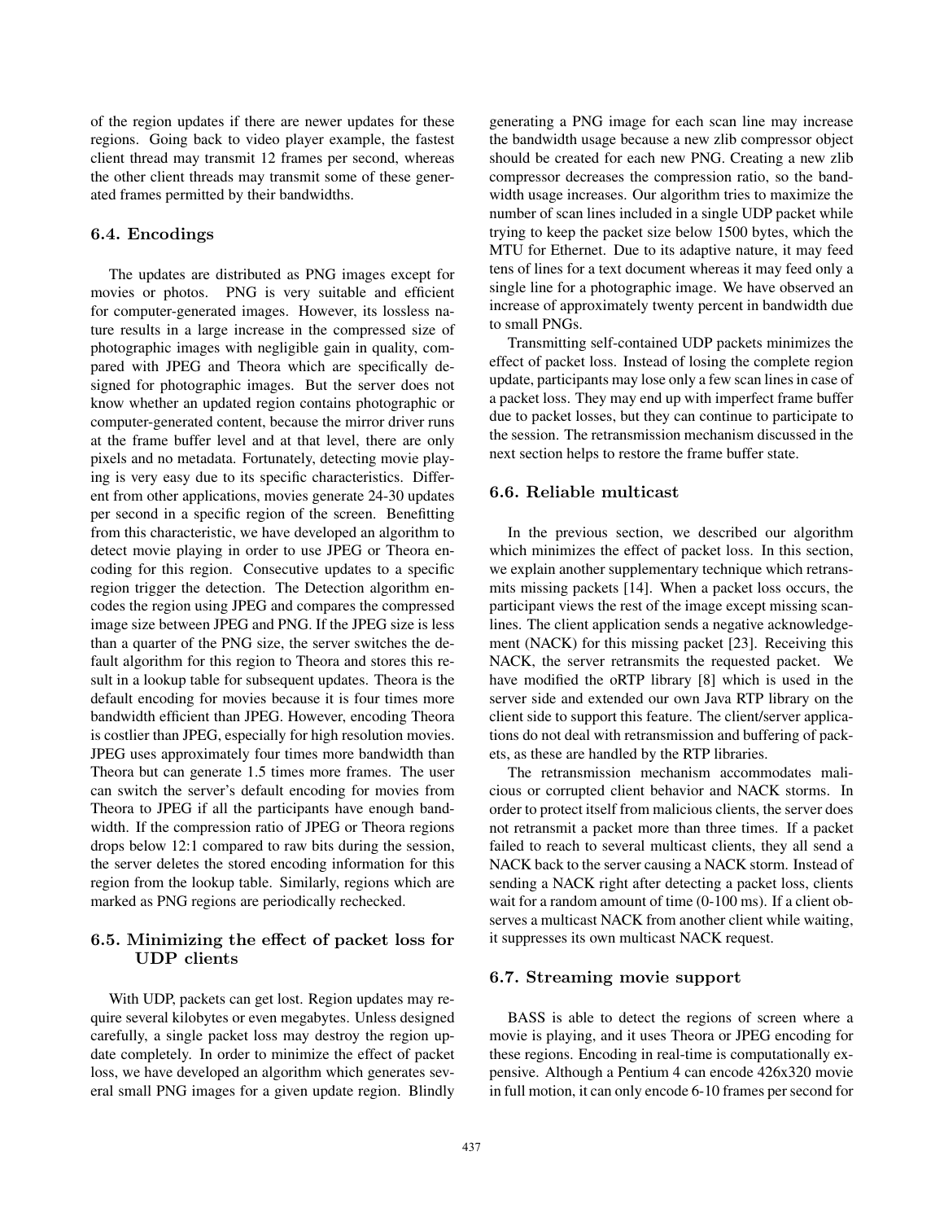of the region updates if there are newer updates for these regions. Going back to video player example, the fastest client thread may transmit 12 frames per second, whereas the other client threads may transmit some of these generated frames permitted by their bandwidths.

### 6.4. Encodings

The updates are distributed as PNG images except for movies or photos. PNG is very suitable and efficient for computer-generated images. However, its lossless nature results in a large increase in the compressed size of photographic images with negligible gain in quality, compared with JPEG and Theora which are specifically designed for photographic images. But the server does not know whether an updated region contains photographic or computer-generated content, because the mirror driver runs at the frame buffer level and at that level, there are only pixels and no metadata. Fortunately, detecting movie playing is very easy due to its specific characteristics. Different from other applications, movies generate 24-30 updates per second in a specific region of the screen. Benefitting from this characteristic, we have developed an algorithm to detect movie playing in order to use JPEG or Theora encoding for this region. Consecutive updates to a specific region trigger the detection. The Detection algorithm encodes the region using JPEG and compares the compressed image size between JPEG and PNG. If the JPEG size is less than a quarter of the PNG size, the server switches the default algorithm for this region to Theora and stores this result in a lookup table for subsequent updates. Theora is the default encoding for movies because it is four times more bandwidth efficient than JPEG. However, encoding Theora is costlier than JPEG, especially for high resolution movies. JPEG uses approximately four times more bandwidth than Theora but can generate 1.5 times more frames. The user can switch the server's default encoding for movies from Theora to JPEG if all the participants have enough bandwidth. If the compression ratio of JPEG or Theora regions drops below 12:1 compared to raw bits during the session, the server deletes the stored encoding information for this region from the lookup table. Similarly, regions which are marked as PNG regions are periodically rechecked.

### 6.5. Minimizing the effect of packet loss for UDP clients

With UDP, packets can get lost. Region updates may require several kilobytes or even megabytes. Unless designed carefully, a single packet loss may destroy the region update completely. In order to minimize the effect of packet loss, we have developed an algorithm which generates several small PNG images for a given update region. Blindly generating a PNG image for each scan line may increase the bandwidth usage because a new zlib compressor object should be created for each new PNG. Creating a new zlib compressor decreases the compression ratio, so the bandwidth usage increases. Our algorithm tries to maximize the number of scan lines included in a single UDP packet while trying to keep the packet size below 1500 bytes, which the MTU for Ethernet. Due to its adaptive nature, it may feed tens of lines for a text document whereas it may feed only a single line for a photographic image. We have observed an increase of approximately twenty percent in bandwidth due to small PNGs.

Transmitting self-contained UDP packets minimizes the effect of packet loss. Instead of losing the complete region update, participants may lose only a few scan lines in case of a packet loss. They may end up with imperfect frame buffer due to packet losses, but they can continue to participate to the session. The retransmission mechanism discussed in the next section helps to restore the frame buffer state.

### 6.6. Reliable multicast

In the previous section, we described our algorithm which minimizes the effect of packet loss. In this section, we explain another supplementary technique which retransmits missing packets [14]. When a packet loss occurs, the participant views the rest of the image except missing scanlines. The client application sends a negative acknowledgement (NACK) for this missing packet [23]. Receiving this NACK, the server retransmits the requested packet. We have modified the oRTP library [8] which is used in the server side and extended our own Java RTP library on the client side to support this feature. The client/server applications do not deal with retransmission and buffering of packets, as these are handled by the RTP libraries.

The retransmission mechanism accommodates malicious or corrupted client behavior and NACK storms. In order to protect itself from malicious clients, the server does not retransmit a packet more than three times. If a packet failed to reach to several multicast clients, they all send a NACK back to the server causing a NACK storm. Instead of sending a NACK right after detecting a packet loss, clients wait for a random amount of time (0-100 ms). If a client observes a multicast NACK from another client while waiting, it suppresses its own multicast NACK request.

### 6.7. Streaming movie support

BASS is able to detect the regions of screen where a movie is playing, and it uses Theora or JPEG encoding for these regions. Encoding in real-time is computationally expensive. Although a Pentium 4 can encode 426x320 movie in full motion, it can only encode 6-10 frames per second for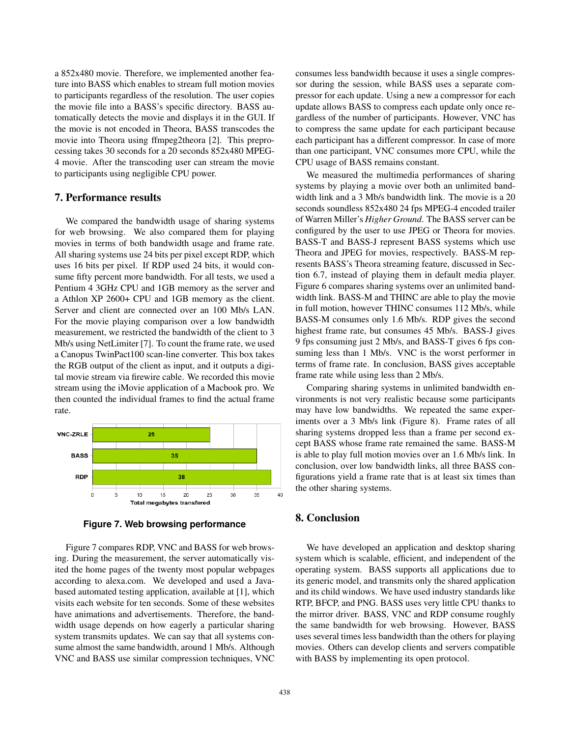a 852x480 movie. Therefore, we implemented another feature into BASS which enables to stream full motion movies to participants regardless of the resolution. The user copies the movie file into a BASS's specific directory. BASS automatically detects the movie and displays it in the GUI. If the movie is not encoded in Theora, BASS transcodes the movie into Theora using ffmpeg2theora [2]. This preprocessing takes 30 seconds for a 20 seconds 852x480 MPEG-4 movie. After the transcoding user can stream the movie to participants using negligible CPU power.

## 7. Performance results

We compared the bandwidth usage of sharing systems for web browsing. We also compared them for playing movies in terms of both bandwidth usage and frame rate. All sharing systems use 24 bits per pixel except RDP, which uses 16 bits per pixel. If RDP used 24 bits, it would consume fifty percent more bandwidth. For all tests, we used a Pentium 4 3GHz CPU and 1GB memory as the server and a Athlon XP 2600+ CPU and 1GB memory as the client. Server and client are connected over an 100 Mb/s LAN. For the movie playing comparison over a low bandwidth measurement, we restricted the bandwidth of the client to 3 Mb/s using NetLimiter [7]. To count the frame rate, we used a Canopus TwinPact100 scan-line converter. This box takes the RGB output of the client as input, and it outputs a digital movie stream via firewire cable. We recorded this movie stream using the iMovie application of a Macbook pro. We then counted the individual frames to find the actual frame rate.

**Figure 7. Web browsing performance**

Figure 7 compares RDP, VNC and BASS for web browsing. During the measurement, the server automatically visited the home pages of the twenty most popular webpages according to alexa.com. We developed and used a Java-based automated testing application, available at [1], which visits each website for ten seconds. Some of these websites have animations and advertisements. Therefore, the bandwidth usage depends on how eagerly a particular sharing system transmits updates. We can say that all systems consume almost the same bandwidth, around 1 Mb/s. Although VNC and BASS use similar compression techniques, VNC consumes less bandwidth because it uses a single compressor during the session, while BASS uses a separate compressor for each update. Using a new a compressor for each update allows BASS to compress each update only once regardless of the number of participants. However, VNC has to compress the same update for each participant because each participant has a different compressor. In case of more than one participant, VNC consumes more CPU, while the CPU usage of BASS remains constant.

We measured the multimedia performances of sharing systems by playing a movie over both an unlimited bandwidth link and a 3 Mb/s bandwidth link. The movie is a 20 seconds soundless 852x480 24 fps MPEG-4 encoded trailer of Warren Miller's *Higher Ground*. The BASS server can be configured by the user to use JPEG or Theora for movies. BASS-T and BASS-J represent BASS systems which use Theora and JPEG for movies, respectively. BASS-M represents BASS's Theora streaming feature, discussed in Section 6.7, instead of playing them in default media player. Figure 6 compares sharing systems over an unlimited bandwidth link. BASS-M and THINC are able to play the movie in full motion, however THINC consumes 112 Mb/s, while BASS-M consumes only 1.6 Mb/s. RDP gives the second highest frame rate, but consumes 45 Mb/s. BASS-J gives 9 fps consuming just 2 Mb/s, and BASS-T gives 6 fps consuming less than 1 Mb/s. VNC is the worst performer in terms of frame rate. In conclusion, BASS gives acceptable frame rate while using less than 2 Mb/s.

Comparing sharing systems in unlimited bandwidth environments is not very realistic because some participants may have low bandwidths. We repeated the same experiments over a 3 Mb/s link (Figure 8). Frame rates of all sharing systems dropped less than a frame per second except BASS whose frame rate remained the same. BASS-M is able to play full motion movies over an 1.6 Mb/s link. In conclusion, over low bandwidth links, all three BASS configurations yield a frame rate that is at least six times than the other sharing systems.

## 8. Conclusion

We have developed an application and desktop sharing system which is scalable, efficient, and independent of the operating system. BASS supports all applications due to its generic model, and transmits only the shared application and its child windows. We have used industry standards like RTP, BFCP, and PNG. BASS uses very little CPU thanks to the mirror driver. BASS, VNC and RDP consume roughly the same bandwidth for web browsing. However, BASS uses several times less bandwidth than the others for playing movies. Others can develop clients and servers compatible with BASS by implementing its open protocol.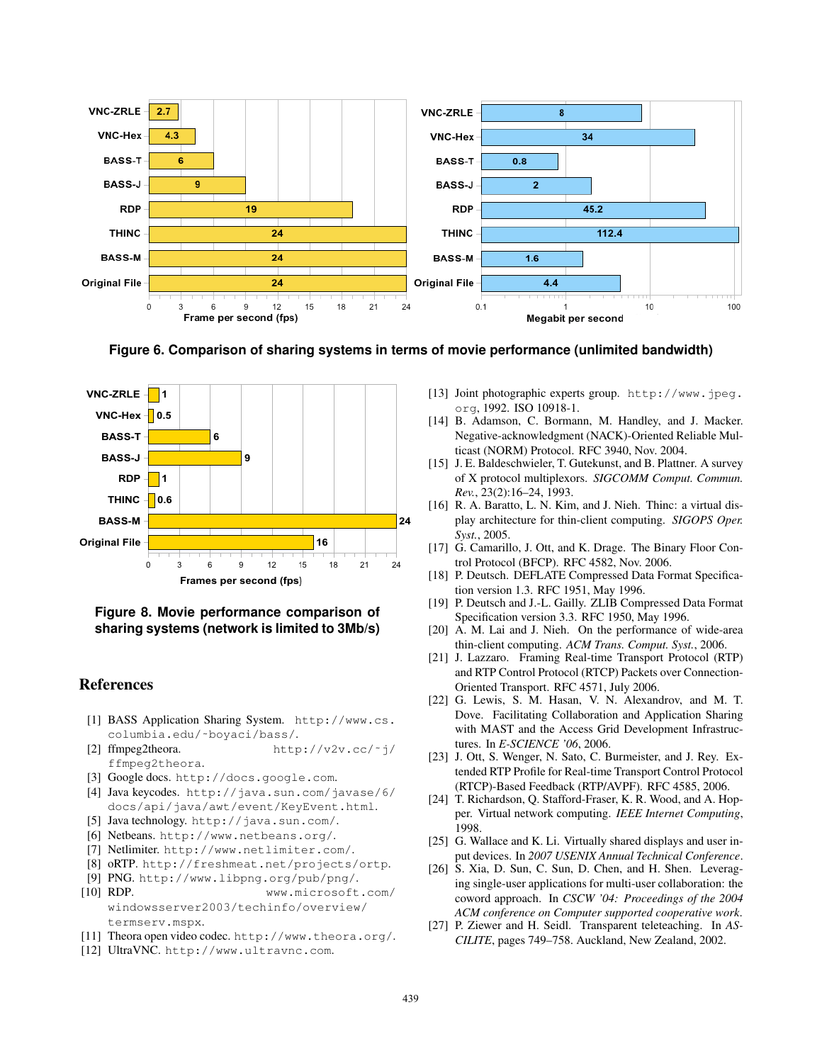VNC-ZRLE
VNC-Hex
BASS-T
BASS-J
RDP
THINC
BASS-M
Original File

2.7
4.3
6
9
19
24
24
24

0 3 6 9 12 15 18 21 24
Frame per second (fps)

VNC-ZRLE
VNC-Hex
BASS-T
BASS-J
RDP
THINC
BASS-M
Original File

8
34
0.8
2
45.2
112.4
1.6
4.4

0.1 1 10 100
Megabit per second

**Figure 6. Comparison of sharing systems in terms of movie performance (unlimited bandwidth)**

VNC-ZRLE
VNC-Hex
BASS-T
BASS-J
RDP
THINC
BASS-M
Original File

1
0.5
6
9
1
0.6
24
16

0 3 6 9 12 15 18 21 24
Frames per second (fps)

**Figure 8. Movie performance comparison of sharing systems (network is limited to 3Mb/s)**

## References

[1] BASS Application Sharing System. http://www.cs.columbia.edu/~boyaci/bass/.

[2] ffmpeg2theora. http://v2v.cc/~j/ffmpeg2theora.

[3] Google docs. http://docs.google.com.

[4] Java keycodes. http://java.sun.com/javase/6/docs/api/java/awt/event/KeyEvent.html.

[5] Java technology. http://java.sun.com/.

[6] Netbeans. http://www.netbeans.org/.

[7] Netlimiter. http://www.netlimiter.com/.

[8] oRTP. http://freshmeat.net/projects/ortp.

[9] PNG. http://www.libpng.org/pub/png/.

[10] RDP. www.microsoft.com/windowsserver2003/techinfo/overview/termserv.mspx.

[11] Theora open video codec. http://www.theora.org/.

[12] UltraVNC. http://www.ultravnc.com.

[13] Joint photographic experts group. http://www.jpeg.org, 1992. ISO 10918-1.

[14] B. Adamson, C. Bormann, M. Handley, and J. Macker. Negative-acknowledgment (NACK)-Oriented Reliable Multicast (NORM) Protocol. RFC 3940, Nov. 2004.

[15] J. E. Baldeschwieler, T. Gutekunst, and B. Plattner. A survey of X protocol multiplexors. *SIGCOMM Comput. Commun. Rev.*, 23(2):16–24, 1993.

[16] R. A. Baratto, L. N. Kim, and J. Nieh. Thinc: a virtual display architecture for thin-client computing. *SIGOPS Oper. Syst.*, 2005.

[17] G. Camarillo, J. Ott, and K. Drage. The Binary Floor Control Protocol (BFCP). RFC 4582, Nov. 2006.

[18] P. Deutsch. DEFLATE Compressed Data Format Specification version 1.3. RFC 1951, May 1996.

[19] P. Deutsch and J.-L. Gailly. ZLIB Compressed Data Format Specification version 3.3. RFC 1950, May 1996.

[20] A. M. Lai and J. Nieh. On the performance of wide-area thin-client computing. *ACM Trans. Comput. Syst.*, 2006.

[21] J. Lazzaro. Framing Real-time Transport Protocol (RTP) and RTP Control Protocol (RTCP) Packets over Connection-Oriented Transport. RFC 4571, July 2006.

[22] G. Lewis, S. M. Hasan, V. N. Alexandrov, and M. T. Dove. Facilitating Collaboration and Application Sharing with MAST and the Access Grid Development Infrastructures. In *E-SCIENCE '06*, 2006.

[23] J. Ott, S. Wenger, N. Sato, C. Burmeister, and J. Rey. Extended RTP Profile for Real-time Transport Control Protocol (RTCP)-Based Feedback (RTP/AVPF). RFC 4585, 2006.

[24] T. Richardson, Q. Stafford-Fraser, K. R. Wood, and A. Hopper. Virtual network computing. *IEEE Internet Computing*, 1998.

[25] G. Wallace and K. Li. Virtually shared displays and user input devices. In *2007 USENIX Annual Technical Conference*.

[26] S. Xia, D. Sun, C. Sun, D. Chen, and H. Shen. Leveraging single-user applications for multi-user collaboration: the coword approach. In *CSCW '04: Proceedings of the 2004 ACM conference on Computer supported cooperative work*.

[27] P. Ziewer and H. Seidl. Transparent teleteaching. In *ASCILITE*, pages 749–758. Auckland, New Zealand, 2002.